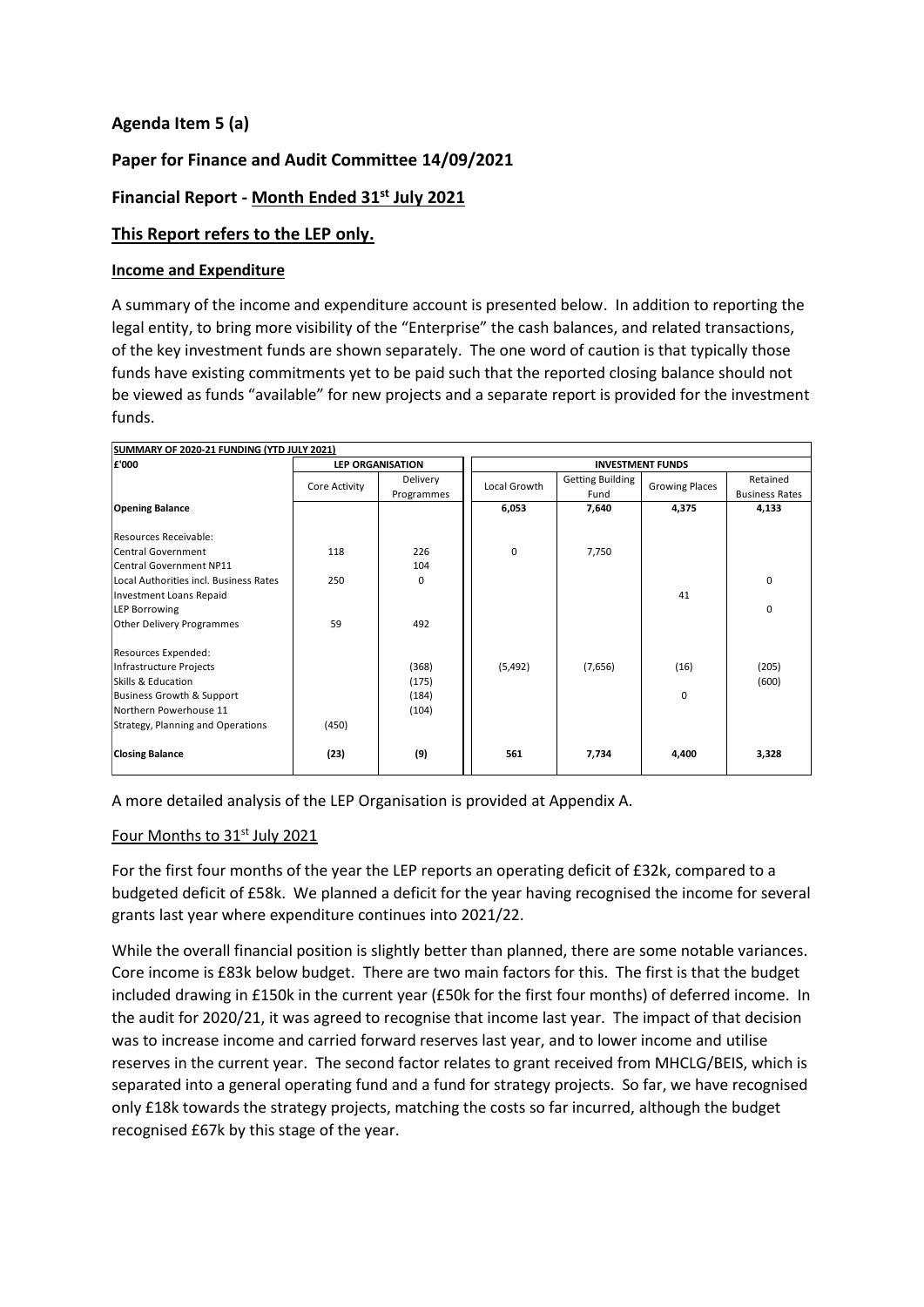## Agenda Item 5 (a)

## Paper for Finance and Audit Committee 14/09/2021

## Financial Report - Month Ended 31st July 2021

## This Report refers to the LEP only.

### Income and Expenditure

A summary of the income and expenditure account is presented below. In addition to reporting the legal entity, to bring more visibility of the "Enterprise" the cash balances, and related transactions, of the key investment funds are shown separately. The one word of caution is that typically those funds have existing commitments yet to be paid such that the reported closing balance should not be viewed as funds "available" for new projects and a separate report is provided for the investment funds.

| SUMMARY OF 2020-21 FUNDING (YTD JULY 2021) | | | | | | |
|---|---|---|---|---|---|---|
| £'000 | LEP ORGANISATION | | INVESTMENT FUNDS | | | |
| | Core Activity | Delivery Programmes | Local Growth | Getting Building Fund | Growing Places | Retained Business Rates |
| **Opening Balance** | | | **6,053** | **7,640** | **4,375** | **4,133** |
| Resources Receivable: | | | | | | |
| Central Government | 118 | 226 | 0 | 7,750 | | |
| Central Government NP11 | | 104 | | | | |
| Local Authorities incl. Business Rates | 250 | 0 | | | | 0 |
| Investment Loans Repaid | | | | | 41 | |
| LEP Borrowing | | | | | | 0 |
| Other Delivery Programmes | 59 | 492 | | | | |
| Resources Expended: | | | | | | |
| Infrastructure Projects | | (368) | (5,492) | (7,656) | (16) | (205) |
| Skills & Education | | (175) | | | | (600) |
| Business Growth & Support | | (184) | | | 0 | |
| Northern Powerhouse 11 | | (104) | | | | |
| Strategy, Planning and Operations | (450) | | | | | |
| **Closing Balance** | **(23)** | **(9)** | **561** | **7,734** | **4,400** | **3,328** |

A more detailed analysis of the LEP Organisation is provided at Appendix A.

Four Months to 31st July 2021

For the first four months of the year the LEP reports an operating deficit of £32k, compared to a budgeted deficit of £58k. We planned a deficit for the year having recognised the income for several grants last year where expenditure continues into 2021/22.

While the overall financial position is slightly better than planned, there are some notable variances. Core income is £83k below budget. There are two main factors for this. The first is that the budget included drawing in £150k in the current year (£50k for the first four months) of deferred income. In the audit for 2020/21, it was agreed to recognise that income last year. The impact of that decision was to increase income and carried forward reserves last year, and to lower income and utilise reserves in the current year. The second factor relates to grant received from MHCLG/BEIS, which is separated into a general operating fund and a fund for strategy projects. So far, we have recognised only £18k towards the strategy projects, matching the costs so far incurred, although the budget recognised £67k by this stage of the year.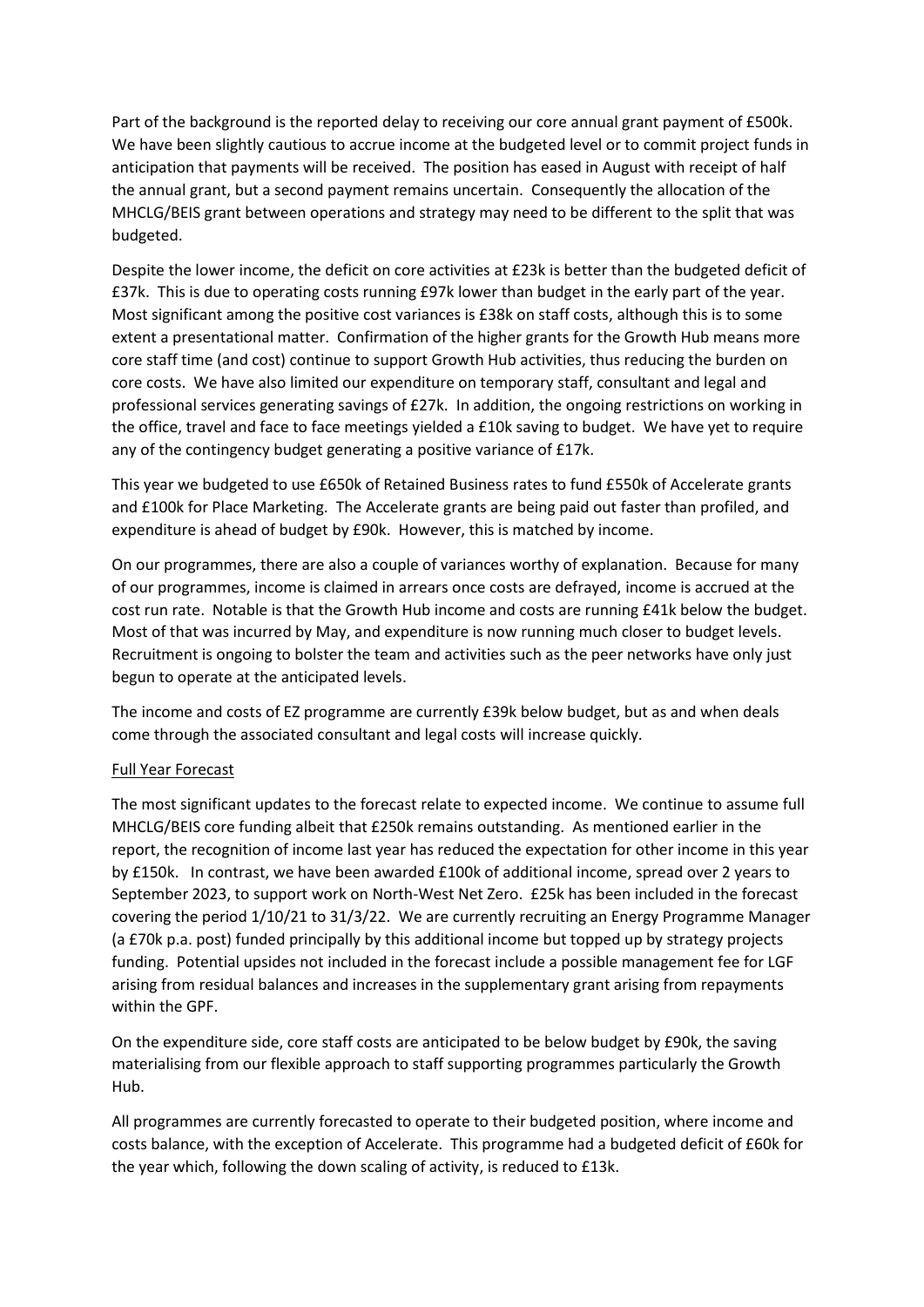Part of the background is the reported delay to receiving our core annual grant payment of £500k. We have been slightly cautious to accrue income at the budgeted level or to commit project funds in anticipation that payments will be received. The position has eased in August with receipt of half the annual grant, but a second payment remains uncertain. Consequently the allocation of the MHCLG/BEIS grant between operations and strategy may need to be different to the split that was budgeted.

Despite the lower income, the deficit on core activities at £23k is better than the budgeted deficit of £37k. This is due to operating costs running £97k lower than budget in the early part of the year. Most significant among the positive cost variances is £38k on staff costs, although this is to some extent a presentational matter. Confirmation of the higher grants for the Growth Hub means more core staff time (and cost) continue to support Growth Hub activities, thus reducing the burden on core costs. We have also limited our expenditure on temporary staff, consultant and legal and professional services generating savings of £27k. In addition, the ongoing restrictions on working in the office, travel and face to face meetings yielded a £10k saving to budget. We have yet to require any of the contingency budget generating a positive variance of £17k.

This year we budgeted to use £650k of Retained Business rates to fund £550k of Accelerate grants and £100k for Place Marketing. The Accelerate grants are being paid out faster than profiled, and expenditure is ahead of budget by £90k. However, this is matched by income.

On our programmes, there are also a couple of variances worthy of explanation. Because for many of our programmes, income is claimed in arrears once costs are defrayed, income is accrued at the cost run rate. Notable is that the Growth Hub income and costs are running £41k below the budget. Most of that was incurred by May, and expenditure is now running much closer to budget levels. Recruitment is ongoing to bolster the team and activities such as the peer networks have only just begun to operate at the anticipated levels.

The income and costs of EZ programme are currently £39k below budget, but as and when deals come through the associated consultant and legal costs will increase quickly.

<u>Full Year Forecast</u>

The most significant updates to the forecast relate to expected income. We continue to assume full MHCLG/BEIS core funding albeit that £250k remains outstanding. As mentioned earlier in the report, the recognition of income last year has reduced the expectation for other income in this year by £150k. In contrast, we have been awarded £100k of additional income, spread over 2 years to September 2023, to support work on North-West Net Zero. £25k has been included in the forecast covering the period 1/10/21 to 31/3/22. We are currently recruiting an Energy Programme Manager (a £70k p.a. post) funded principally by this additional income but topped up by strategy projects funding. Potential upsides not included in the forecast include a possible management fee for LGF arising from residual balances and increases in the supplementary grant arising from repayments within the GPF.

On the expenditure side, core staff costs are anticipated to be below budget by £90k, the saving materialising from our flexible approach to staff supporting programmes particularly the Growth Hub.

All programmes are currently forecasted to operate to their budgeted position, where income and costs balance, with the exception of Accelerate. This programme had a budgeted deficit of £60k for the year which, following the down scaling of activity, is reduced to £13k.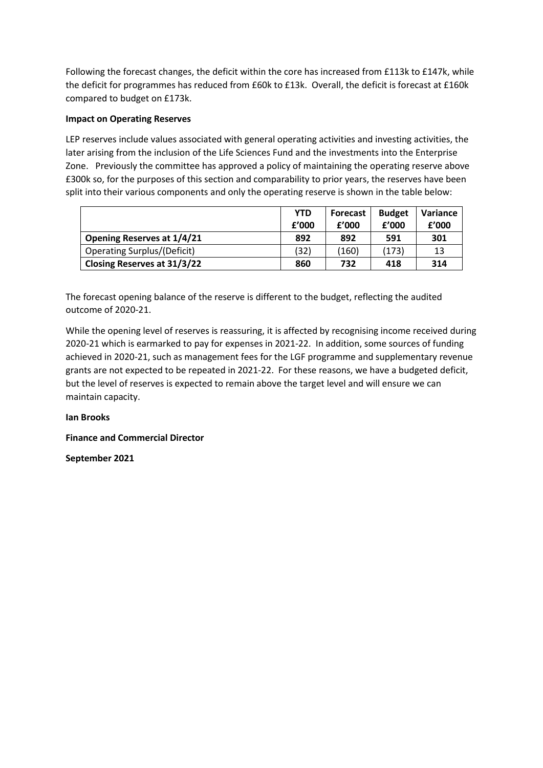Following the forecast changes, the deficit within the core has increased from £113k to £147k, while the deficit for programmes has reduced from £60k to £13k. Overall, the deficit is forecast at £160k compared to budget on £173k.

**Impact on Operating Reserves**

LEP reserves include values associated with general operating activities and investing activities, the later arising from the inclusion of the Life Sciences Fund and the investments into the Enterprise Zone. Previously the committee has approved a policy of maintaining the operating reserve above £300k so, for the purposes of this section and comparability to prior years, the reserves have been split into their various components and only the operating reserve is shown in the table below:

| | YTD £'000 | Forecast £'000 | Budget £'000 | Variance £'000 |
|---|---|---|---|---|
| **Opening Reserves at 1/4/21** | **892** | **892** | **591** | **301** |
| Operating Surplus/(Deficit) | (32) | (160) | (173) | 13 |
| **Closing Reserves at 31/3/22** | **860** | **732** | **418** | **314** |

The forecast opening balance of the reserve is different to the budget, reflecting the audited outcome of 2020-21.

While the opening level of reserves is reassuring, it is affected by recognising income received during 2020-21 which is earmarked to pay for expenses in 2021-22. In addition, some sources of funding achieved in 2020-21, such as management fees for the LGF programme and supplementary revenue grants are not expected to be repeated in 2021-22. For these reasons, we have a budgeted deficit, but the level of reserves is expected to remain above the target level and will ensure we can maintain capacity.

**Ian Brooks**

**Finance and Commercial Director**

**September 2021**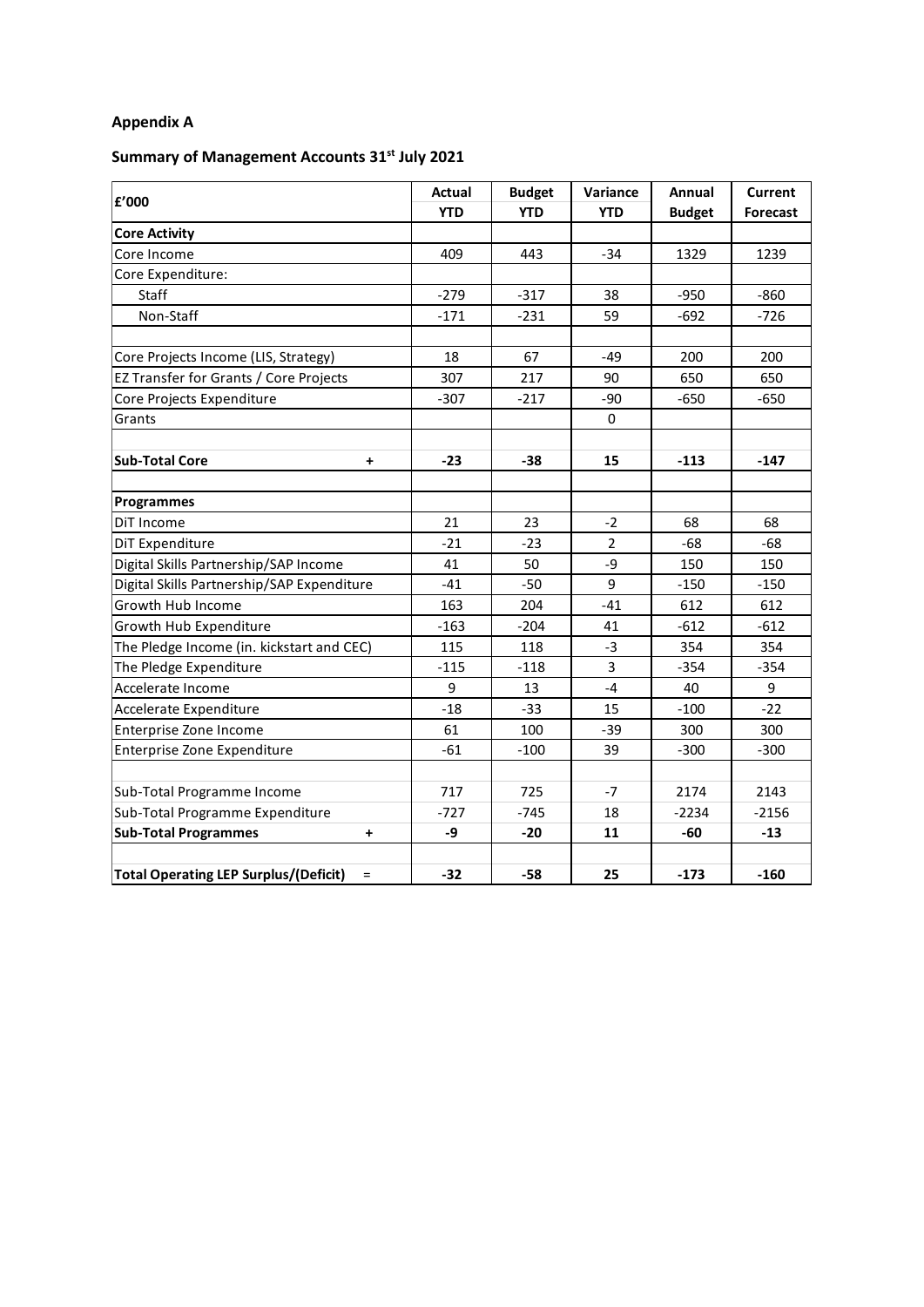## Appendix A

## Summary of Management Accounts 31st July 2021

| £'000 | Actual YTD | Budget YTD | Variance YTD | Annual Budget | Current Forecast |
|---|---|---|---|---|---|
| **Core Activity** | | | | | |
| Core Income | 409 | 443 | -34 | 1329 | 1239 |
| Core Expenditure: | | | | | |
| Staff | -279 | -317 | 38 | -950 | -860 |
| Non-Staff | -171 | -231 | 59 | -692 | -726 |
| | | | | | |
| Core Projects Income (LIS, Strategy) | 18 | 67 | -49 | 200 | 200 |
| EZ Transfer for Grants / Core Projects | 307 | 217 | 90 | 650 | 650 |
| Core Projects Expenditure | -307 | -217 | -90 | -650 | -650 |
| Grants | | | 0 | | |
| | | | | | |
| **Sub-Total Core +** | **-23** | **-38** | **15** | **-113** | **-147** |
| | | | | | |
| **Programmes** | | | | | |
| DiT Income | 21 | 23 | -2 | 68 | 68 |
| DiT Expenditure | -21 | -23 | 2 | -68 | -68 |
| Digital Skills Partnership/SAP Income | 41 | 50 | -9 | 150 | 150 |
| Digital Skills Partnership/SAP Expenditure | -41 | -50 | 9 | -150 | -150 |
| Growth Hub Income | 163 | 204 | -41 | 612 | 612 |
| Growth Hub Expenditure | -163 | -204 | 41 | -612 | -612 |
| The Pledge Income (in. kickstart and CEC) | 115 | 118 | -3 | 354 | 354 |
| The Pledge Expenditure | -115 | -118 | 3 | -354 | -354 |
| Accelerate Income | 9 | 13 | -4 | 40 | 9 |
| Accelerate Expenditure | -18 | -33 | 15 | -100 | -22 |
| Enterprise Zone Income | 61 | 100 | -39 | 300 | 300 |
| Enterprise Zone Expenditure | -61 | -100 | 39 | -300 | -300 |
| | | | | | |
| Sub-Total Programme Income | 717 | 725 | -7 | 2174 | 2143 |
| Sub-Total Programme Expenditure | -727 | -745 | 18 | -2234 | -2156 |
| **Sub-Total Programmes +** | **-9** | **-20** | **11** | **-60** | **-13** |
| | | | | | |
| **Total Operating LEP Surplus/(Deficit) =** | **-32** | **-58** | **25** | **-173** | **-160** |